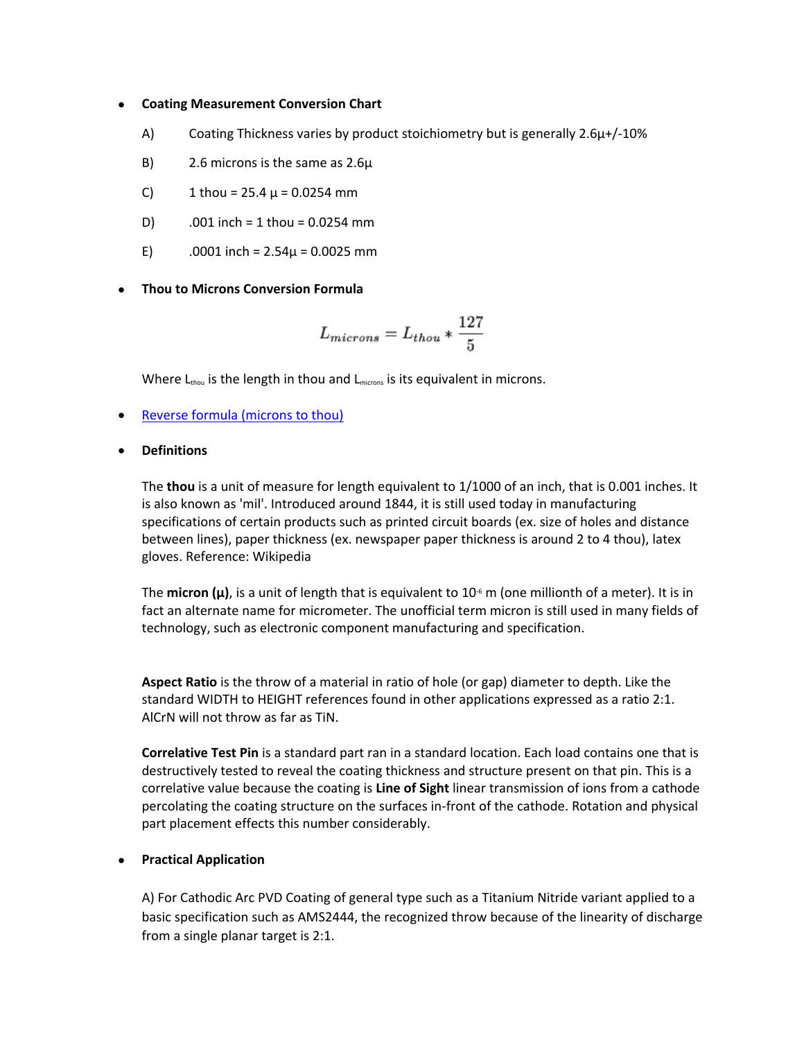- **Coating Measurement Conversion Chart**

  A) Coating Thickness varies by product stoichiometry but is generally 2.6µ+/-10%

  B) 2.6 microns is the same as 2.6µ

  C) 1 thou = 25.4 µ = 0.0254 mm

  D) .001 inch = 1 thou = 0.0254 mm

  E) .0001 inch = 2.54µ = 0.0025 mm

- **Thou to Microns Conversion Formula**

$$L_{microns} = L_{thou} * \frac{127}{5}$$

  Where $L_{thou}$ is the length in thou and $L_{microns}$ is its equivalent in microns.

- Reverse formula (microns to thou)

- **Definitions**

  The **thou** is a unit of measure for length equivalent to 1/1000 of an inch, that is 0.001 inches. It is also known as 'mil'. Introduced around 1844, it is still used today in manufacturing specifications of certain products such as printed circuit boards (ex. size of holes and distance between lines), paper thickness (ex. newspaper paper thickness is around 2 to 4 thou), latex gloves. Reference: Wikipedia

  The **micron (µ)**, is a unit of length that is equivalent to $10^{-6}$ m (one millionth of a meter). It is in fact an alternate name for micrometer. The unofficial term micron is still used in many fields of technology, such as electronic component manufacturing and specification.

  **Aspect Ratio** is the throw of a material in ratio of hole (or gap) diameter to depth. Like the standard WIDTH to HEIGHT references found in other applications expressed as a ratio 2:1. AlCrN will not throw as far as TiN.

  **Correlative Test Pin** is a standard part ran in a standard location. Each load contains one that is destructively tested to reveal the coating thickness and structure present on that pin. This is a correlative value because the coating is **Line of Sight** linear transmission of ions from a cathode percolating the coating structure on the surfaces in-front of the cathode. Rotation and physical part placement effects this number considerably.

- **Practical Application**

  A) For Cathodic Arc PVD Coating of general type such as a Titanium Nitride variant applied to a basic specification such as AMS2444, the recognized throw because of the linearity of discharge from a single planar target is 2:1.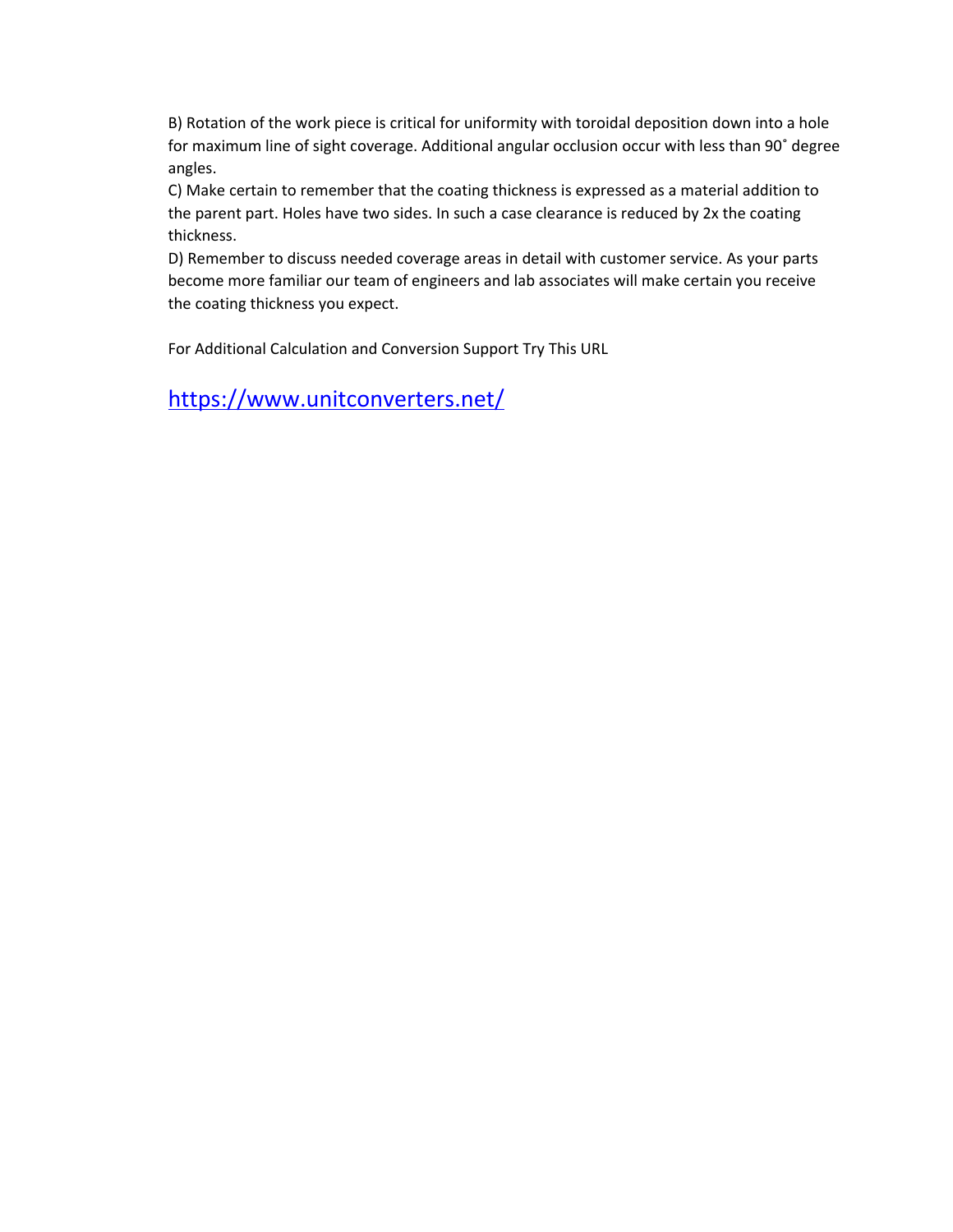B) Rotation of the work piece is critical for uniformity with toroidal deposition down into a hole for maximum line of sight coverage. Additional angular occlusion occur with less than 90˚ degree angles.

C) Make certain to remember that the coating thickness is expressed as a material addition to the parent part. Holes have two sides. In such a case clearance is reduced by 2x the coating thickness.

D) Remember to discuss needed coverage areas in detail with customer service. As your parts become more familiar our team of engineers and lab associates will make certain you receive the coating thickness you expect.

For Additional Calculation and Conversion Support Try This URL

[https://www.unitconverters.net/](https://www.unitconverters.net/)